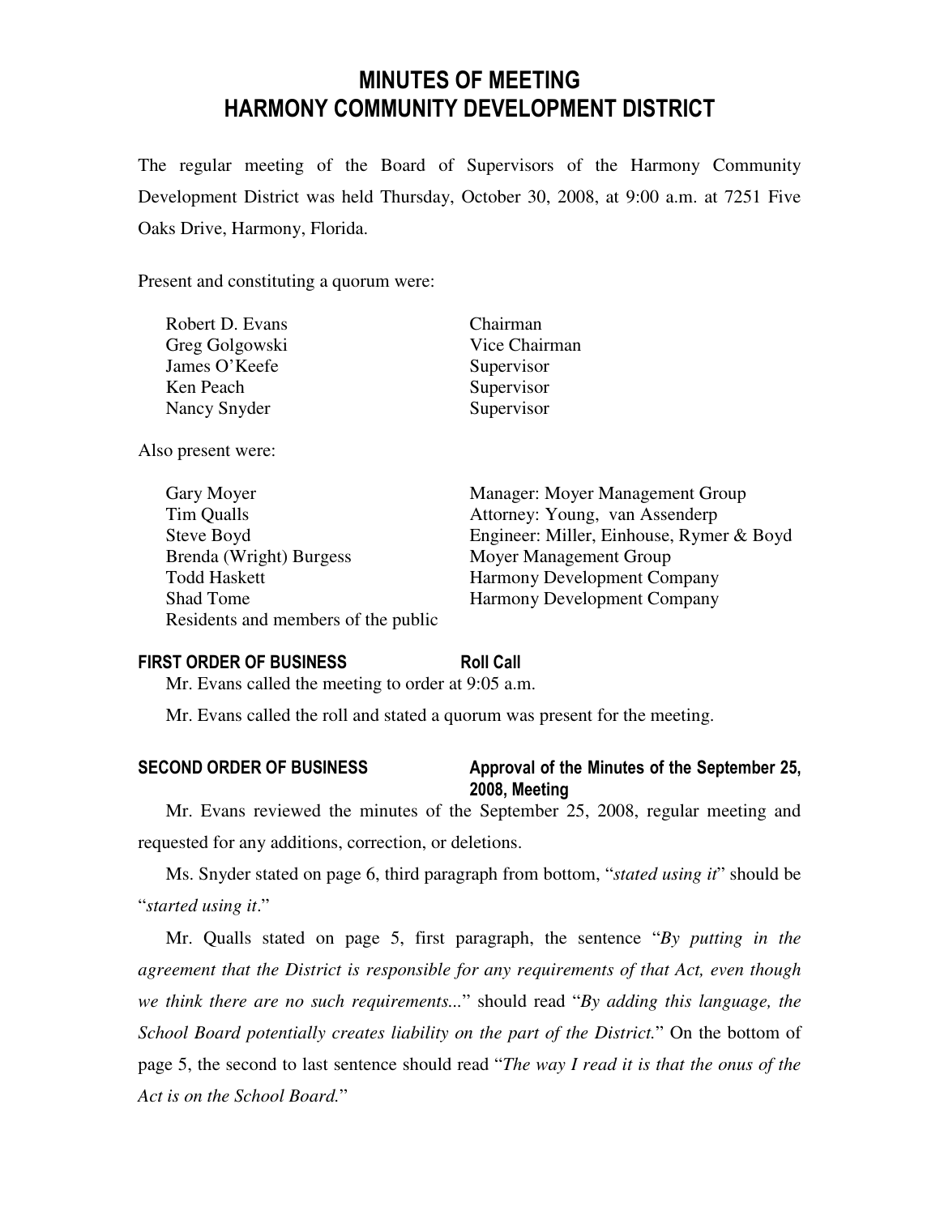# MINUTES OF MEETING
# HARMONY COMMUNITY DEVELOPMENT DISTRICT

The regular meeting of the Board of Supervisors of the Harmony Community Development District was held Thursday, October 30, 2008, at 9:00 a.m. at 7251 Five Oaks Drive, Harmony, Florida.

Present and constituting a quorum were:

| | |
|---|---|
| Robert D. Evans | Chairman |
| Greg Golgowski | Vice Chairman |
| James O'Keefe | Supervisor |
| Ken Peach | Supervisor |
| Nancy Snyder | Supervisor |

Also present were:

| | |
|---|---|
| Gary Moyer | Manager: Moyer Management Group |
| Tim Qualls | Attorney: Young, van Assenderp |
| Steve Boyd | Engineer: Miller, Einhouse, Rymer & Boyd |
| Brenda (Wright) Burgess | Moyer Management Group |
| Todd Haskett | Harmony Development Company |
| Shad Tome | Harmony Development Company |
| Residents and members of the public | |

**FIRST ORDER OF BUSINESS** **Roll Call**

Mr. Evans called the meeting to order at 9:05 a.m.

Mr. Evans called the roll and stated a quorum was present for the meeting.

**SECOND ORDER OF BUSINESS** **Approval of the Minutes of the September 25, 2008, Meeting**

Mr. Evans reviewed the minutes of the September 25, 2008, regular meeting and requested for any additions, correction, or deletions.

Ms. Snyder stated on page 6, third paragraph from bottom, "*stated using it*" should be "*started using it*."

Mr. Qualls stated on page 5, first paragraph, the sentence "*By putting in the agreement that the District is responsible for any requirements of that Act, even though we think there are no such requirements...*" should read "*By adding this language, the School Board potentially creates liability on the part of the District.*" On the bottom of page 5, the second to last sentence should read "*The way I read it is that the onus of the Act is on the School Board.*"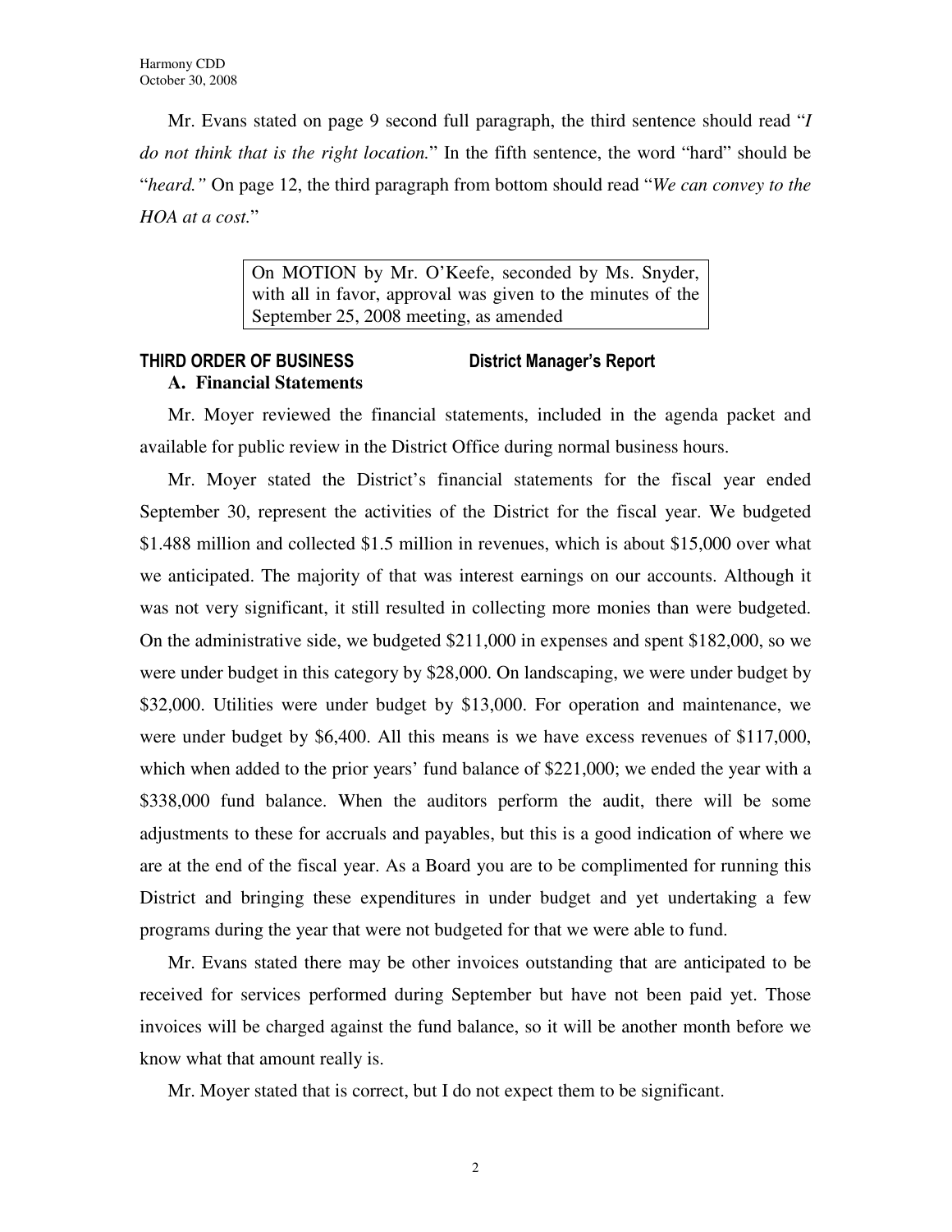Mr. Evans stated on page 9 second full paragraph, the third sentence should read "*I do not think that is the right location.*" In the fifth sentence, the word "hard" should be "*heard.*" On page 12, the third paragraph from bottom should read "*We can convey to the HOA at a cost.*"

> On MOTION by Mr. O'Keefe, seconded by Ms. Snyder, with all in favor, approval was given to the minutes of the September 25, 2008 meeting, as amended

**THIRD ORDER OF BUSINESS** **District Manager's Report**

**A. Financial Statements**

Mr. Moyer reviewed the financial statements, included in the agenda packet and available for public review in the District Office during normal business hours.

Mr. Moyer stated the District's financial statements for the fiscal year ended September 30, represent the activities of the District for the fiscal year. We budgeted $1.488 million and collected $1.5 million in revenues, which is about $15,000 over what we anticipated. The majority of that was interest earnings on our accounts. Although it was not very significant, it still resulted in collecting more monies than were budgeted. On the administrative side, we budgeted $211,000 in expenses and spent $182,000, so we were under budget in this category by $28,000. On landscaping, we were under budget by $32,000. Utilities were under budget by $13,000. For operation and maintenance, we were under budget by $6,400. All this means is we have excess revenues of $117,000, which when added to the prior years' fund balance of $221,000; we ended the year with a $338,000 fund balance. When the auditors perform the audit, there will be some adjustments to these for accruals and payables, but this is a good indication of where we are at the end of the fiscal year. As a Board you are to be complimented for running this District and bringing these expenditures in under budget and yet undertaking a few programs during the year that were not budgeted for that we were able to fund.

Mr. Evans stated there may be other invoices outstanding that are anticipated to be received for services performed during September but have not been paid yet. Those invoices will be charged against the fund balance, so it will be another month before we know what that amount really is.

Mr. Moyer stated that is correct, but I do not expect them to be significant.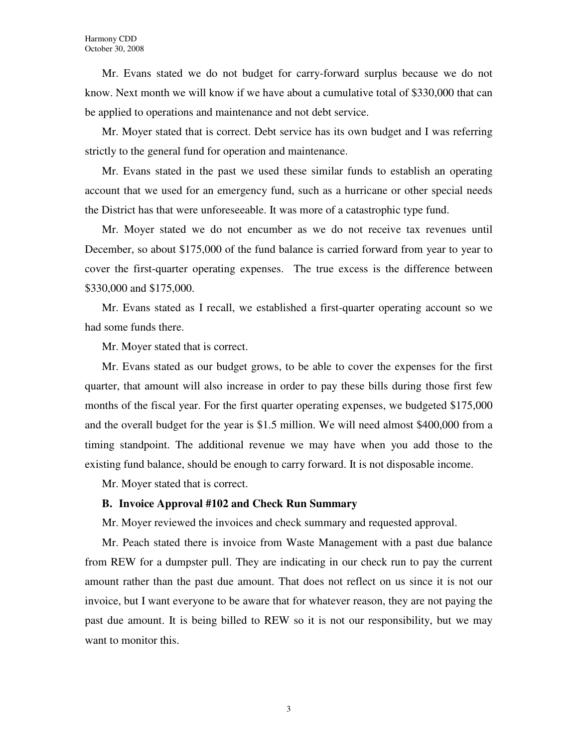Mr. Evans stated we do not budget for carry-forward surplus because we do not know. Next month we will know if we have about a cumulative total of $330,000 that can be applied to operations and maintenance and not debt service.

Mr. Moyer stated that is correct. Debt service has its own budget and I was referring strictly to the general fund for operation and maintenance.

Mr. Evans stated in the past we used these similar funds to establish an operating account that we used for an emergency fund, such as a hurricane or other special needs the District has that were unforeseeable. It was more of a catastrophic type fund.

Mr. Moyer stated we do not encumber as we do not receive tax revenues until December, so about $175,000 of the fund balance is carried forward from year to year to cover the first-quarter operating expenses. The true excess is the difference between $330,000 and $175,000.

Mr. Evans stated as I recall, we established a first-quarter operating account so we had some funds there.

Mr. Moyer stated that is correct.

Mr. Evans stated as our budget grows, to be able to cover the expenses for the first quarter, that amount will also increase in order to pay these bills during those first few months of the fiscal year. For the first quarter operating expenses, we budgeted $175,000 and the overall budget for the year is $1.5 million. We will need almost $400,000 from a timing standpoint. The additional revenue we may have when you add those to the existing fund balance, should be enough to carry forward. It is not disposable income.

Mr. Moyer stated that is correct.

**B. Invoice Approval #102 and Check Run Summary**

Mr. Moyer reviewed the invoices and check summary and requested approval.

Mr. Peach stated there is invoice from Waste Management with a past due balance from REW for a dumpster pull. They are indicating in our check run to pay the current amount rather than the past due amount. That does not reflect on us since it is not our invoice, but I want everyone to be aware that for whatever reason, they are not paying the past due amount. It is being billed to REW so it is not our responsibility, but we may want to monitor this.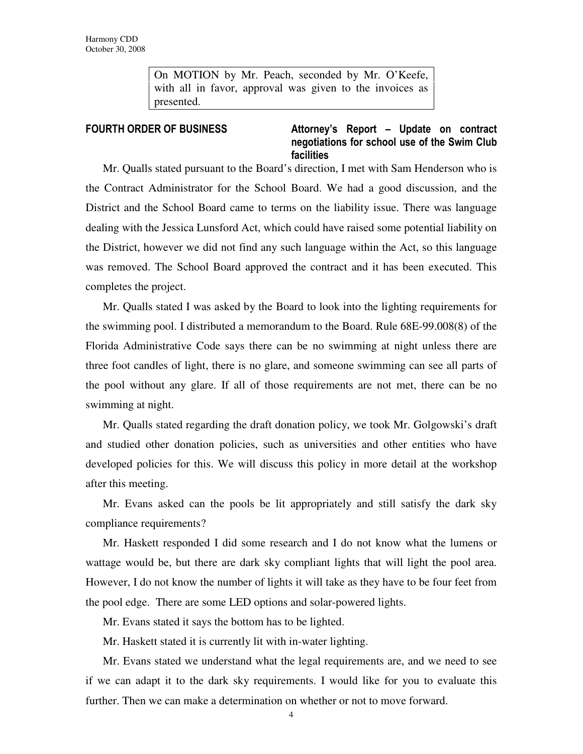On MOTION by Mr. Peach, seconded by Mr. O'Keefe, with all in favor, approval was given to the invoices as presented.

**FOURTH ORDER OF BUSINESS** **Attorney's Report – Update on contract negotiations for school use of the Swim Club facilities**

Mr. Qualls stated pursuant to the Board's direction, I met with Sam Henderson who is the Contract Administrator for the School Board. We had a good discussion, and the District and the School Board came to terms on the liability issue. There was language dealing with the Jessica Lunsford Act, which could have raised some potential liability on the District, however we did not find any such language within the Act, so this language was removed. The School Board approved the contract and it has been executed. This completes the project.

Mr. Qualls stated I was asked by the Board to look into the lighting requirements for the swimming pool. I distributed a memorandum to the Board. Rule 68E-99.008(8) of the Florida Administrative Code says there can be no swimming at night unless there are three foot candles of light, there is no glare, and someone swimming can see all parts of the pool without any glare. If all of those requirements are not met, there can be no swimming at night.

Mr. Qualls stated regarding the draft donation policy, we took Mr. Golgowski's draft and studied other donation policies, such as universities and other entities who have developed policies for this. We will discuss this policy in more detail at the workshop after this meeting.

Mr. Evans asked can the pools be lit appropriately and still satisfy the dark sky compliance requirements?

Mr. Haskett responded I did some research and I do not know what the lumens or wattage would be, but there are dark sky compliant lights that will light the pool area. However, I do not know the number of lights it will take as they have to be four feet from the pool edge. There are some LED options and solar-powered lights.

Mr. Evans stated it says the bottom has to be lighted.

Mr. Haskett stated it is currently lit with in-water lighting.

Mr. Evans stated we understand what the legal requirements are, and we need to see if we can adapt it to the dark sky requirements. I would like for you to evaluate this further. Then we can make a determination on whether or not to move forward.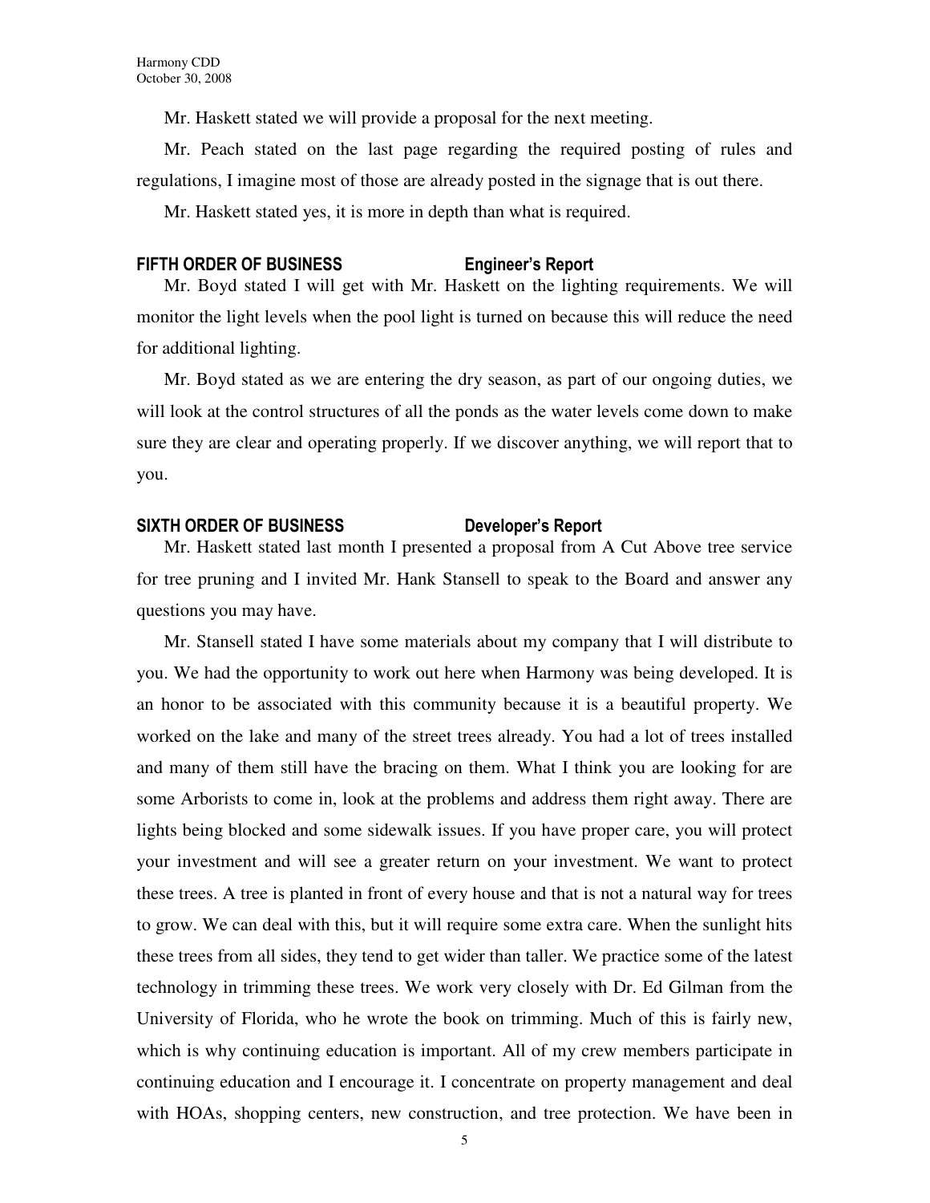Mr. Haskett stated we will provide a proposal for the next meeting.

Mr. Peach stated on the last page regarding the required posting of rules and regulations, I imagine most of those are already posted in the signage that is out there.

Mr. Haskett stated yes, it is more in depth than what is required.

## FIFTH ORDER OF BUSINESS Engineer's Report

Mr. Boyd stated I will get with Mr. Haskett on the lighting requirements. We will monitor the light levels when the pool light is turned on because this will reduce the need for additional lighting.

Mr. Boyd stated as we are entering the dry season, as part of our ongoing duties, we will look at the control structures of all the ponds as the water levels come down to make sure they are clear and operating properly. If we discover anything, we will report that to you.

## SIXTH ORDER OF BUSINESS Developer's Report

Mr. Haskett stated last month I presented a proposal from A Cut Above tree service for tree pruning and I invited Mr. Hank Stansell to speak to the Board and answer any questions you may have.

Mr. Stansell stated I have some materials about my company that I will distribute to you. We had the opportunity to work out here when Harmony was being developed. It is an honor to be associated with this community because it is a beautiful property. We worked on the lake and many of the street trees already. You had a lot of trees installed and many of them still have the bracing on them. What I think you are looking for are some Arborists to come in, look at the problems and address them right away. There are lights being blocked and some sidewalk issues. If you have proper care, you will protect your investment and will see a greater return on your investment. We want to protect these trees. A tree is planted in front of every house and that is not a natural way for trees to grow. We can deal with this, but it will require some extra care. When the sunlight hits these trees from all sides, they tend to get wider than taller. We practice some of the latest technology in trimming these trees. We work very closely with Dr. Ed Gilman from the University of Florida, who he wrote the book on trimming. Much of this is fairly new, which is why continuing education is important. All of my crew members participate in continuing education and I encourage it. I concentrate on property management and deal with HOAs, shopping centers, new construction, and tree protection. We have been in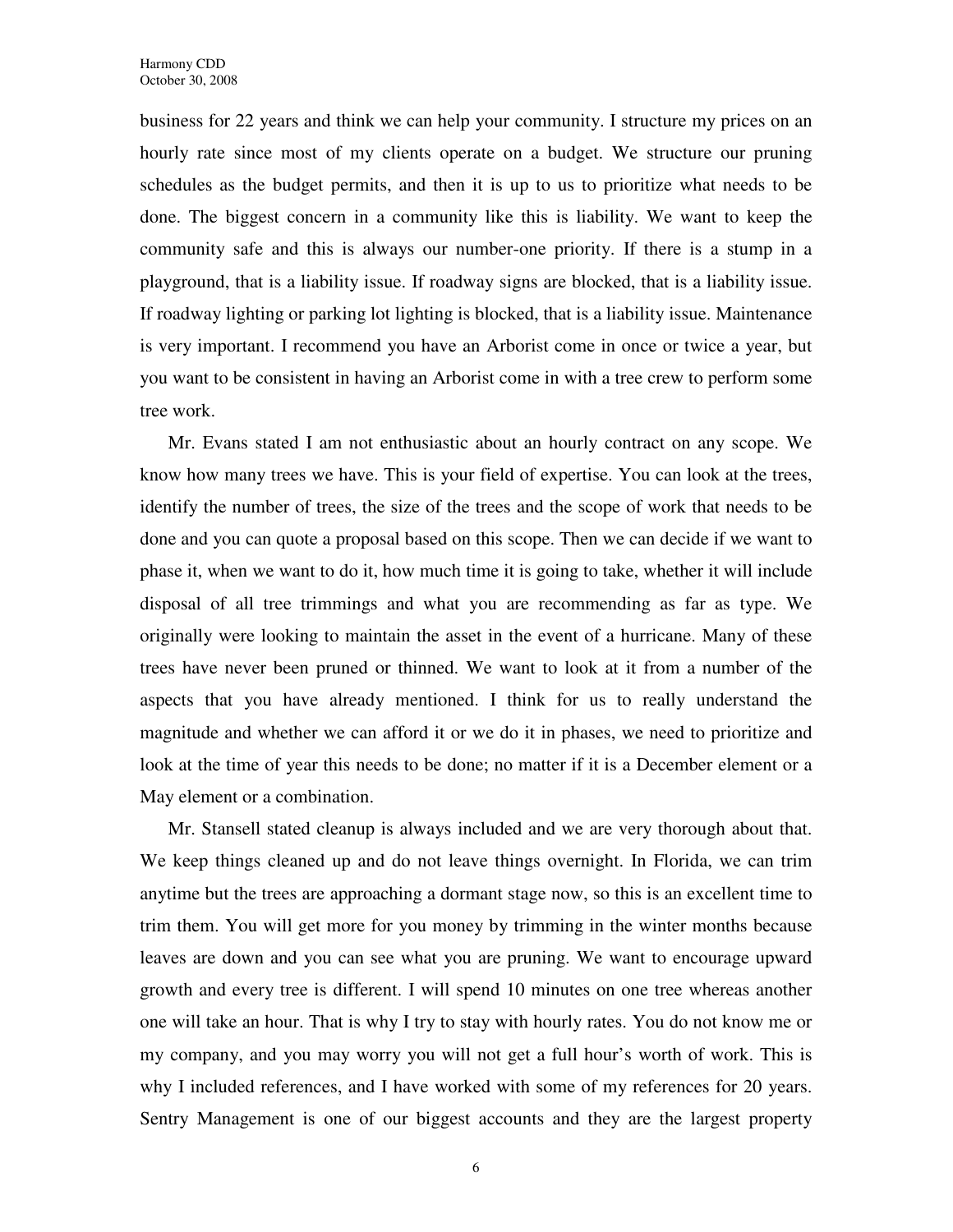business for 22 years and think we can help your community. I structure my prices on an hourly rate since most of my clients operate on a budget. We structure our pruning schedules as the budget permits, and then it is up to us to prioritize what needs to be done. The biggest concern in a community like this is liability. We want to keep the community safe and this is always our number-one priority. If there is a stump in a playground, that is a liability issue. If roadway signs are blocked, that is a liability issue. If roadway lighting or parking lot lighting is blocked, that is a liability issue. Maintenance is very important. I recommend you have an Arborist come in once or twice a year, but you want to be consistent in having an Arborist come in with a tree crew to perform some tree work.

Mr. Evans stated I am not enthusiastic about an hourly contract on any scope. We know how many trees we have. This is your field of expertise. You can look at the trees, identify the number of trees, the size of the trees and the scope of work that needs to be done and you can quote a proposal based on this scope. Then we can decide if we want to phase it, when we want to do it, how much time it is going to take, whether it will include disposal of all tree trimmings and what you are recommending as far as type. We originally were looking to maintain the asset in the event of a hurricane. Many of these trees have never been pruned or thinned. We want to look at it from a number of the aspects that you have already mentioned. I think for us to really understand the magnitude and whether we can afford it or we do it in phases, we need to prioritize and look at the time of year this needs to be done; no matter if it is a December element or a May element or a combination.

Mr. Stansell stated cleanup is always included and we are very thorough about that. We keep things cleaned up and do not leave things overnight. In Florida, we can trim anytime but the trees are approaching a dormant stage now, so this is an excellent time to trim them. You will get more for you money by trimming in the winter months because leaves are down and you can see what you are pruning. We want to encourage upward growth and every tree is different. I will spend 10 minutes on one tree whereas another one will take an hour. That is why I try to stay with hourly rates. You do not know me or my company, and you may worry you will not get a full hour's worth of work. This is why I included references, and I have worked with some of my references for 20 years. Sentry Management is one of our biggest accounts and they are the largest property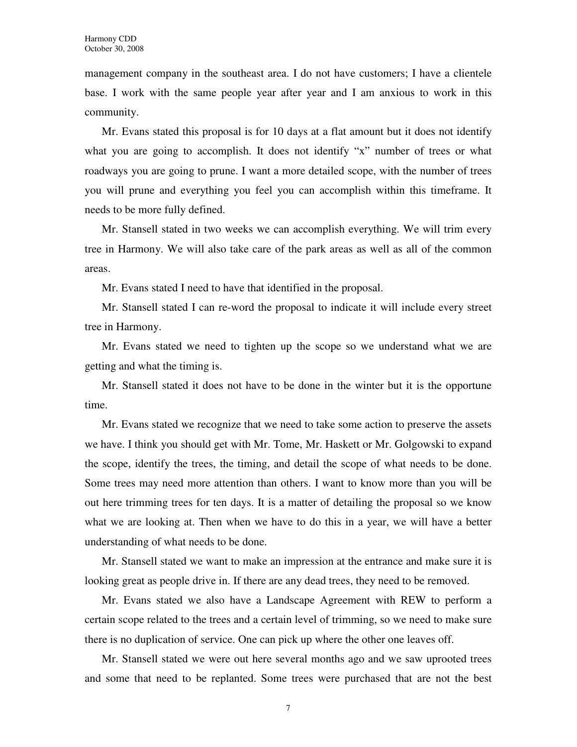management company in the southeast area. I do not have customers; I have a clientele base. I work with the same people year after year and I am anxious to work in this community.

Mr. Evans stated this proposal is for 10 days at a flat amount but it does not identify what you are going to accomplish. It does not identify "x" number of trees or what roadways you are going to prune. I want a more detailed scope, with the number of trees you will prune and everything you feel you can accomplish within this timeframe. It needs to be more fully defined.

Mr. Stansell stated in two weeks we can accomplish everything. We will trim every tree in Harmony. We will also take care of the park areas as well as all of the common areas.

Mr. Evans stated I need to have that identified in the proposal.

Mr. Stansell stated I can re-word the proposal to indicate it will include every street tree in Harmony.

Mr. Evans stated we need to tighten up the scope so we understand what we are getting and what the timing is.

Mr. Stansell stated it does not have to be done in the winter but it is the opportune time.

Mr. Evans stated we recognize that we need to take some action to preserve the assets we have. I think you should get with Mr. Tome, Mr. Haskett or Mr. Golgowski to expand the scope, identify the trees, the timing, and detail the scope of what needs to be done. Some trees may need more attention than others. I want to know more than you will be out here trimming trees for ten days. It is a matter of detailing the proposal so we know what we are looking at. Then when we have to do this in a year, we will have a better understanding of what needs to be done.

Mr. Stansell stated we want to make an impression at the entrance and make sure it is looking great as people drive in. If there are any dead trees, they need to be removed.

Mr. Evans stated we also have a Landscape Agreement with REW to perform a certain scope related to the trees and a certain level of trimming, so we need to make sure there is no duplication of service. One can pick up where the other one leaves off.

Mr. Stansell stated we were out here several months ago and we saw uprooted trees and some that need to be replanted. Some trees were purchased that are not the best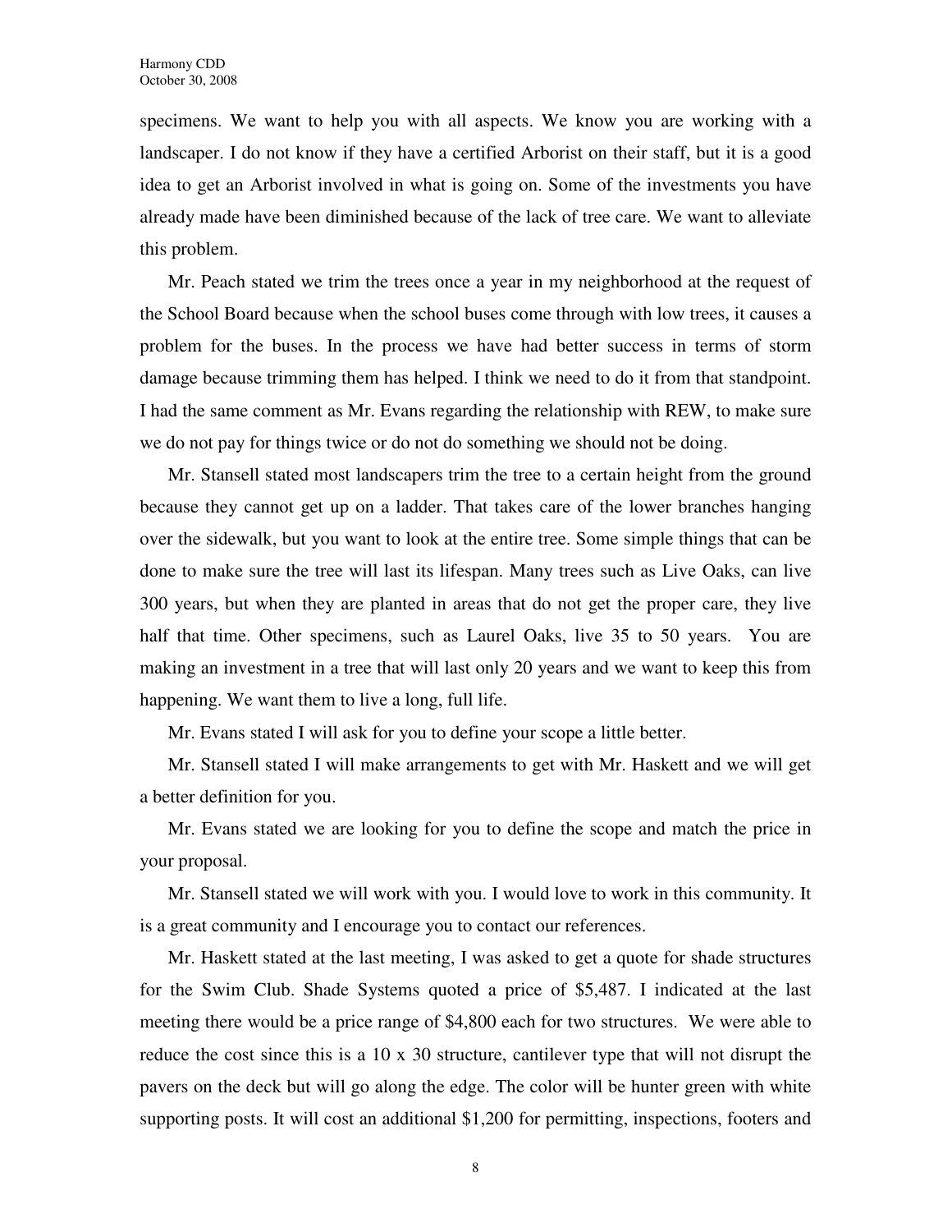specimens. We want to help you with all aspects. We know you are working with a landscaper. I do not know if they have a certified Arborist on their staff, but it is a good idea to get an Arborist involved in what is going on. Some of the investments you have already made have been diminished because of the lack of tree care. We want to alleviate this problem.

Mr. Peach stated we trim the trees once a year in my neighborhood at the request of the School Board because when the school buses come through with low trees, it causes a problem for the buses. In the process we have had better success in terms of storm damage because trimming them has helped. I think we need to do it from that standpoint. I had the same comment as Mr. Evans regarding the relationship with REW, to make sure we do not pay for things twice or do not do something we should not be doing.

Mr. Stansell stated most landscapers trim the tree to a certain height from the ground because they cannot get up on a ladder. That takes care of the lower branches hanging over the sidewalk, but you want to look at the entire tree. Some simple things that can be done to make sure the tree will last its lifespan. Many trees such as Live Oaks, can live 300 years, but when they are planted in areas that do not get the proper care, they live half that time. Other specimens, such as Laurel Oaks, live 35 to 50 years. You are making an investment in a tree that will last only 20 years and we want to keep this from happening. We want them to live a long, full life.

Mr. Evans stated I will ask for you to define your scope a little better.

Mr. Stansell stated I will make arrangements to get with Mr. Haskett and we will get a better definition for you.

Mr. Evans stated we are looking for you to define the scope and match the price in your proposal.

Mr. Stansell stated we will work with you. I would love to work in this community. It is a great community and I encourage you to contact our references.

Mr. Haskett stated at the last meeting, I was asked to get a quote for shade structures for the Swim Club. Shade Systems quoted a price of $5,487. I indicated at the last meeting there would be a price range of $4,800 each for two structures. We were able to reduce the cost since this is a 10 x 30 structure, cantilever type that will not disrupt the pavers on the deck but will go along the edge. The color will be hunter green with white supporting posts. It will cost an additional $1,200 for permitting, inspections, footers and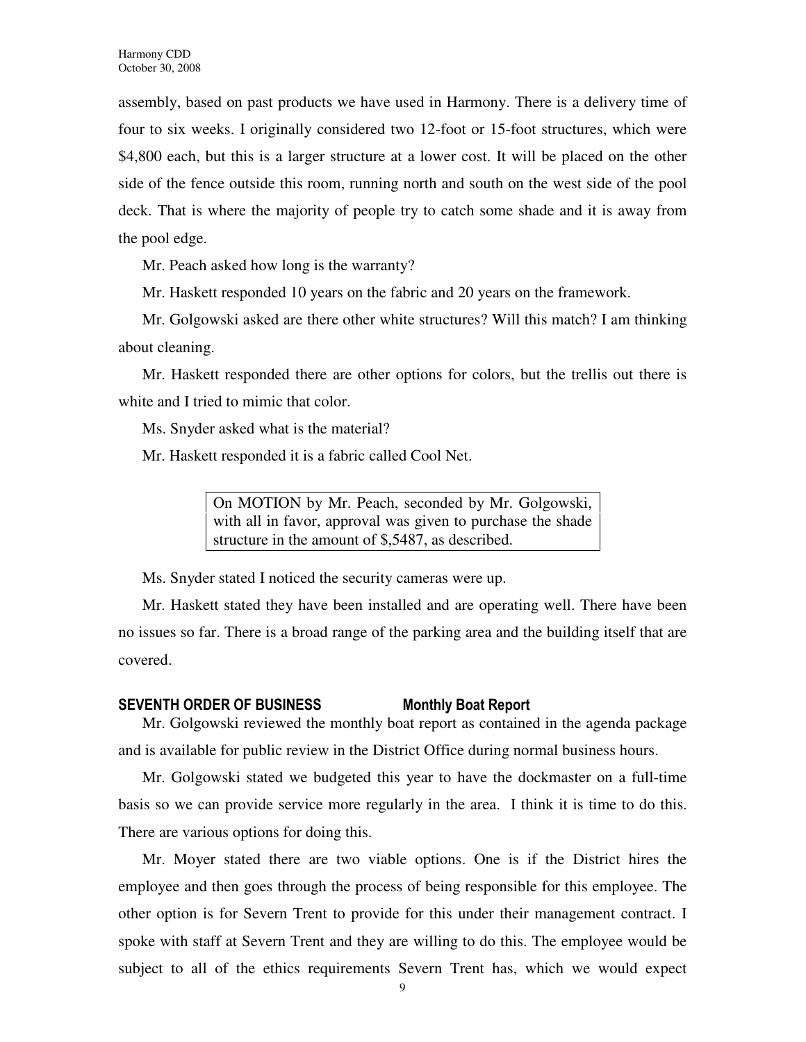assembly, based on past products we have used in Harmony. There is a delivery time of four to six weeks. I originally considered two 12-foot or 15-foot structures, which were $4,800 each, but this is a larger structure at a lower cost. It will be placed on the other side of the fence outside this room, running north and south on the west side of the pool deck. That is where the majority of people try to catch some shade and it is away from the pool edge.

Mr. Peach asked how long is the warranty?

Mr. Haskett responded 10 years on the fabric and 20 years on the framework.

Mr. Golgowski asked are there other white structures? Will this match? I am thinking about cleaning.

Mr. Haskett responded there are other options for colors, but the trellis out there is white and I tried to mimic that color.

Ms. Snyder asked what is the material?

Mr. Haskett responded it is a fabric called Cool Net.

> On MOTION by Mr. Peach, seconded by Mr. Golgowski, with all in favor, approval was given to purchase the shade structure in the amount of $,5487, as described.

Ms. Snyder stated I noticed the security cameras were up.

Mr. Haskett stated they have been installed and are operating well. There have been no issues so far. There is a broad range of the parking area and the building itself that are covered.

## SEVENTH ORDER OF BUSINESS Monthly Boat Report

Mr. Golgowski reviewed the monthly boat report as contained in the agenda package and is available for public review in the District Office during normal business hours.

Mr. Golgowski stated we budgeted this year to have the dockmaster on a full-time basis so we can provide service more regularly in the area. I think it is time to do this. There are various options for doing this.

Mr. Moyer stated there are two viable options. One is if the District hires the employee and then goes through the process of being responsible for this employee. The other option is for Severn Trent to provide for this under their management contract. I spoke with staff at Severn Trent and they are willing to do this. The employee would be subject to all of the ethics requirements Severn Trent has, which we would expect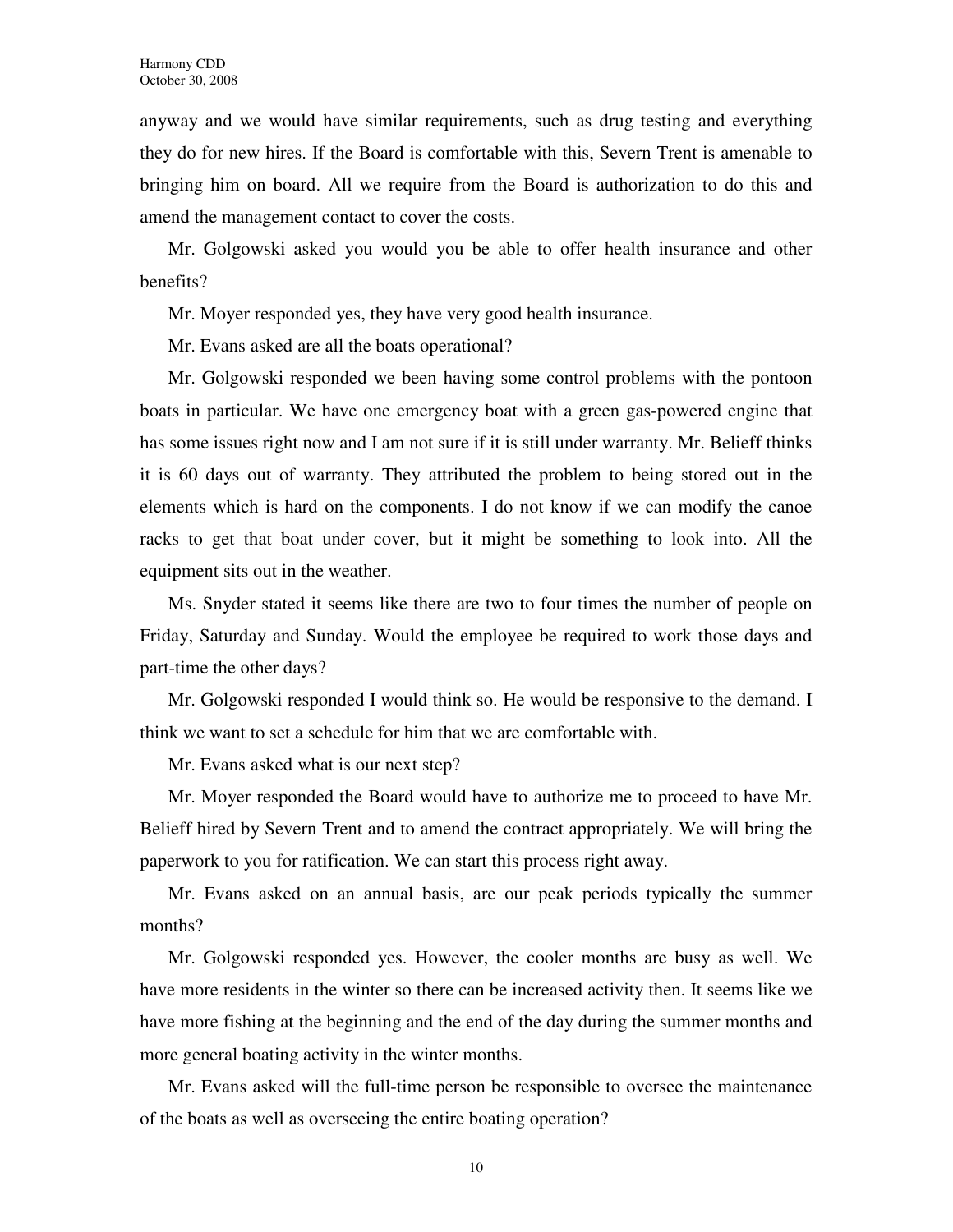anyway and we would have similar requirements, such as drug testing and everything they do for new hires. If the Board is comfortable with this, Severn Trent is amenable to bringing him on board. All we require from the Board is authorization to do this and amend the management contact to cover the costs.

Mr. Golgowski asked you would you be able to offer health insurance and other benefits?

Mr. Moyer responded yes, they have very good health insurance.

Mr. Evans asked are all the boats operational?

Mr. Golgowski responded we been having some control problems with the pontoon boats in particular. We have one emergency boat with a green gas-powered engine that has some issues right now and I am not sure if it is still under warranty. Mr. Belieff thinks it is 60 days out of warranty. They attributed the problem to being stored out in the elements which is hard on the components. I do not know if we can modify the canoe racks to get that boat under cover, but it might be something to look into. All the equipment sits out in the weather.

Ms. Snyder stated it seems like there are two to four times the number of people on Friday, Saturday and Sunday. Would the employee be required to work those days and part-time the other days?

Mr. Golgowski responded I would think so. He would be responsive to the demand. I think we want to set a schedule for him that we are comfortable with.

Mr. Evans asked what is our next step?

Mr. Moyer responded the Board would have to authorize me to proceed to have Mr. Belieff hired by Severn Trent and to amend the contract appropriately. We will bring the paperwork to you for ratification. We can start this process right away.

Mr. Evans asked on an annual basis, are our peak periods typically the summer months?

Mr. Golgowski responded yes. However, the cooler months are busy as well. We have more residents in the winter so there can be increased activity then. It seems like we have more fishing at the beginning and the end of the day during the summer months and more general boating activity in the winter months.

Mr. Evans asked will the full-time person be responsible to oversee the maintenance of the boats as well as overseeing the entire boating operation?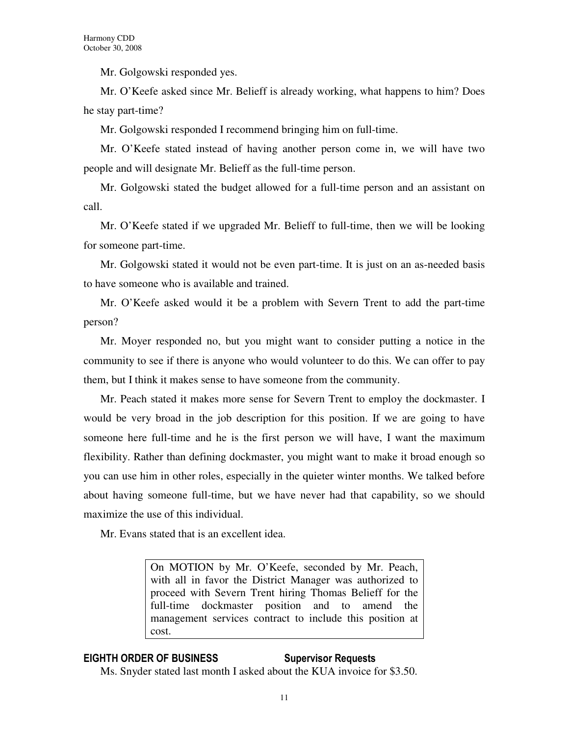Mr. Golgowski responded yes.

Mr. O'Keefe asked since Mr. Belieff is already working, what happens to him? Does he stay part-time?

Mr. Golgowski responded I recommend bringing him on full-time.

Mr. O'Keefe stated instead of having another person come in, we will have two people and will designate Mr. Belieff as the full-time person.

Mr. Golgowski stated the budget allowed for a full-time person and an assistant on call.

Mr. O'Keefe stated if we upgraded Mr. Belieff to full-time, then we will be looking for someone part-time.

Mr. Golgowski stated it would not be even part-time. It is just on an as-needed basis to have someone who is available and trained.

Mr. O'Keefe asked would it be a problem with Severn Trent to add the part-time person?

Mr. Moyer responded no, but you might want to consider putting a notice in the community to see if there is anyone who would volunteer to do this. We can offer to pay them, but I think it makes sense to have someone from the community.

Mr. Peach stated it makes more sense for Severn Trent to employ the dockmaster. I would be very broad in the job description for this position. If we are going to have someone here full-time and he is the first person we will have, I want the maximum flexibility. Rather than defining dockmaster, you might want to make it broad enough so you can use him in other roles, especially in the quieter winter months. We talked before about having someone full-time, but we have never had that capability, so we should maximize the use of this individual.

Mr. Evans stated that is an excellent idea.

> On MOTION by Mr. O'Keefe, seconded by Mr. Peach, with all in favor the District Manager was authorized to proceed with Severn Trent hiring Thomas Belieff for the full-time dockmaster position and to amend the management services contract to include this position at cost.

## EIGHTH ORDER OF BUSINESS — Supervisor Requests

Ms. Snyder stated last month I asked about the KUA invoice for $3.50.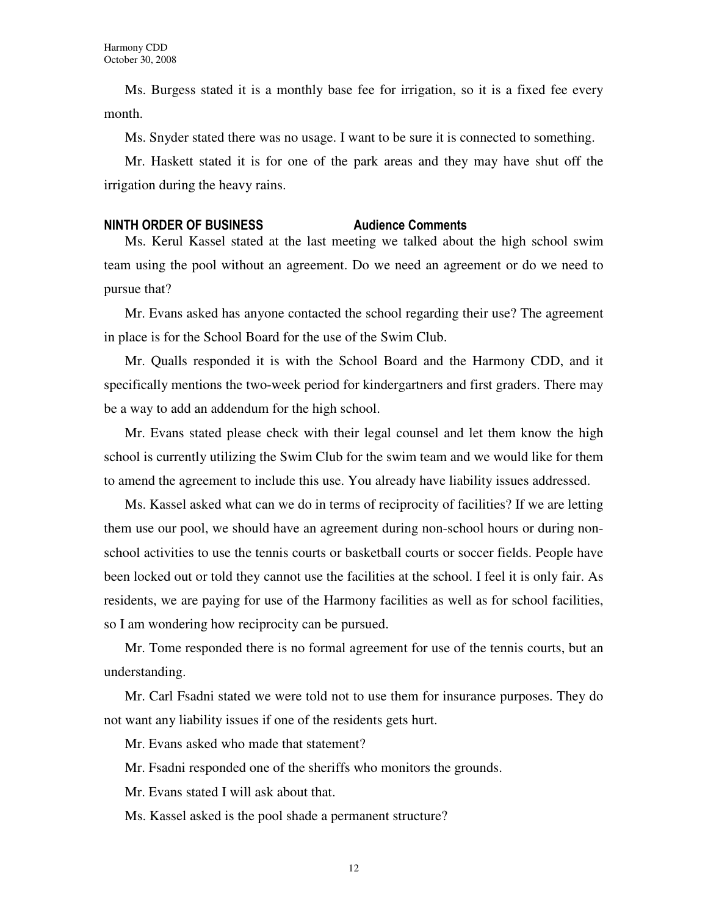Ms. Burgess stated it is a monthly base fee for irrigation, so it is a fixed fee every month.

Ms. Snyder stated there was no usage. I want to be sure it is connected to something.

Mr. Haskett stated it is for one of the park areas and they may have shut off the irrigation during the heavy rains.

## NINTH ORDER OF BUSINESS — Audience Comments

Ms. Kerul Kassel stated at the last meeting we talked about the high school swim team using the pool without an agreement. Do we need an agreement or do we need to pursue that?

Mr. Evans asked has anyone contacted the school regarding their use? The agreement in place is for the School Board for the use of the Swim Club.

Mr. Qualls responded it is with the School Board and the Harmony CDD, and it specifically mentions the two-week period for kindergartners and first graders. There may be a way to add an addendum for the high school.

Mr. Evans stated please check with their legal counsel and let them know the high school is currently utilizing the Swim Club for the swim team and we would like for them to amend the agreement to include this use. You already have liability issues addressed.

Ms. Kassel asked what can we do in terms of reciprocity of facilities? If we are letting them use our pool, we should have an agreement during non-school hours or during non-school activities to use the tennis courts or basketball courts or soccer fields. People have been locked out or told they cannot use the facilities at the school. I feel it is only fair. As residents, we are paying for use of the Harmony facilities as well as for school facilities, so I am wondering how reciprocity can be pursued.

Mr. Tome responded there is no formal agreement for use of the tennis courts, but an understanding.

Mr. Carl Fsadni stated we were told not to use them for insurance purposes. They do not want any liability issues if one of the residents gets hurt.

Mr. Evans asked who made that statement?

Mr. Fsadni responded one of the sheriffs who monitors the grounds.

Mr. Evans stated I will ask about that.

Ms. Kassel asked is the pool shade a permanent structure?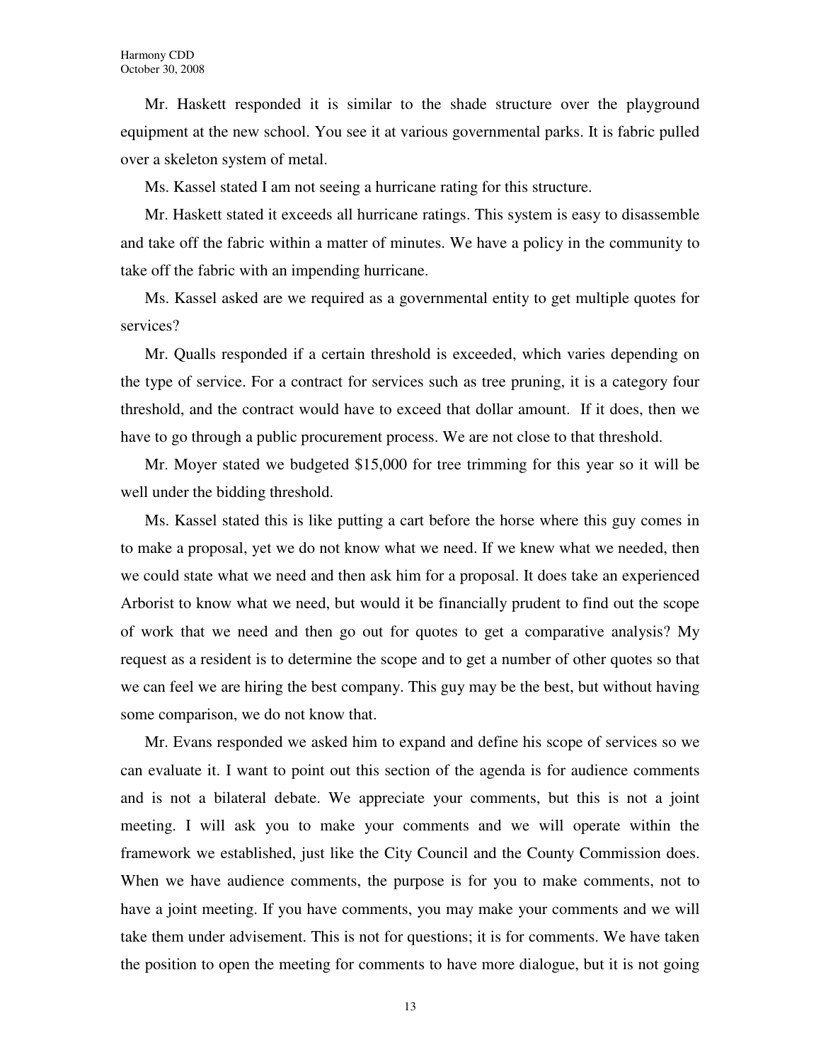Mr. Haskett responded it is similar to the shade structure over the playground equipment at the new school. You see it at various governmental parks. It is fabric pulled over a skeleton system of metal.

Ms. Kassel stated I am not seeing a hurricane rating for this structure.

Mr. Haskett stated it exceeds all hurricane ratings. This system is easy to disassemble and take off the fabric within a matter of minutes. We have a policy in the community to take off the fabric with an impending hurricane.

Ms. Kassel asked are we required as a governmental entity to get multiple quotes for services?

Mr. Qualls responded if a certain threshold is exceeded, which varies depending on the type of service. For a contract for services such as tree pruning, it is a category four threshold, and the contract would have to exceed that dollar amount. If it does, then we have to go through a public procurement process. We are not close to that threshold.

Mr. Moyer stated we budgeted $15,000 for tree trimming for this year so it will be well under the bidding threshold.

Ms. Kassel stated this is like putting a cart before the horse where this guy comes in to make a proposal, yet we do not know what we need. If we knew what we needed, then we could state what we need and then ask him for a proposal. It does take an experienced Arborist to know what we need, but would it be financially prudent to find out the scope of work that we need and then go out for quotes to get a comparative analysis? My request as a resident is to determine the scope and to get a number of other quotes so that we can feel we are hiring the best company. This guy may be the best, but without having some comparison, we do not know that.

Mr. Evans responded we asked him to expand and define his scope of services so we can evaluate it. I want to point out this section of the agenda is for audience comments and is not a bilateral debate. We appreciate your comments, but this is not a joint meeting. I will ask you to make your comments and we will operate within the framework we established, just like the City Council and the County Commission does. When we have audience comments, the purpose is for you to make comments, not to have a joint meeting. If you have comments, you may make your comments and we will take them under advisement. This is not for questions; it is for comments. We have taken the position to open the meeting for comments to have more dialogue, but it is not going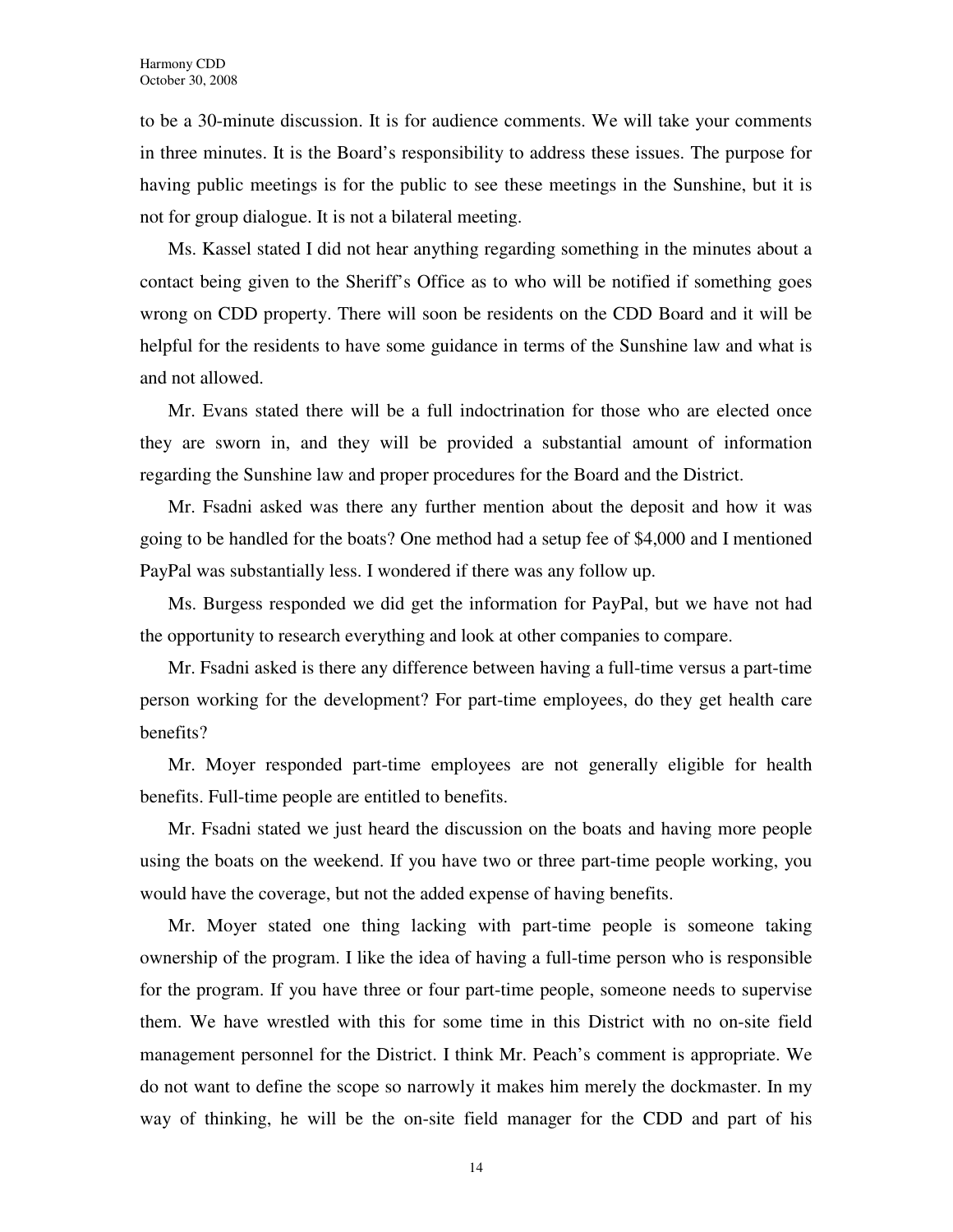to be a 30-minute discussion. It is for audience comments. We will take your comments in three minutes. It is the Board's responsibility to address these issues. The purpose for having public meetings is for the public to see these meetings in the Sunshine, but it is not for group dialogue. It is not a bilateral meeting.

Ms. Kassel stated I did not hear anything regarding something in the minutes about a contact being given to the Sheriff's Office as to who will be notified if something goes wrong on CDD property. There will soon be residents on the CDD Board and it will be helpful for the residents to have some guidance in terms of the Sunshine law and what is and not allowed.

Mr. Evans stated there will be a full indoctrination for those who are elected once they are sworn in, and they will be provided a substantial amount of information regarding the Sunshine law and proper procedures for the Board and the District.

Mr. Fsadni asked was there any further mention about the deposit and how it was going to be handled for the boats? One method had a setup fee of $4,000 and I mentioned PayPal was substantially less. I wondered if there was any follow up.

Ms. Burgess responded we did get the information for PayPal, but we have not had the opportunity to research everything and look at other companies to compare.

Mr. Fsadni asked is there any difference between having a full-time versus a part-time person working for the development? For part-time employees, do they get health care benefits?

Mr. Moyer responded part-time employees are not generally eligible for health benefits. Full-time people are entitled to benefits.

Mr. Fsadni stated we just heard the discussion on the boats and having more people using the boats on the weekend. If you have two or three part-time people working, you would have the coverage, but not the added expense of having benefits.

Mr. Moyer stated one thing lacking with part-time people is someone taking ownership of the program. I like the idea of having a full-time person who is responsible for the program. If you have three or four part-time people, someone needs to supervise them. We have wrestled with this for some time in this District with no on-site field management personnel for the District. I think Mr. Peach's comment is appropriate. We do not want to define the scope so narrowly it makes him merely the dockmaster. In my way of thinking, he will be the on-site field manager for the CDD and part of his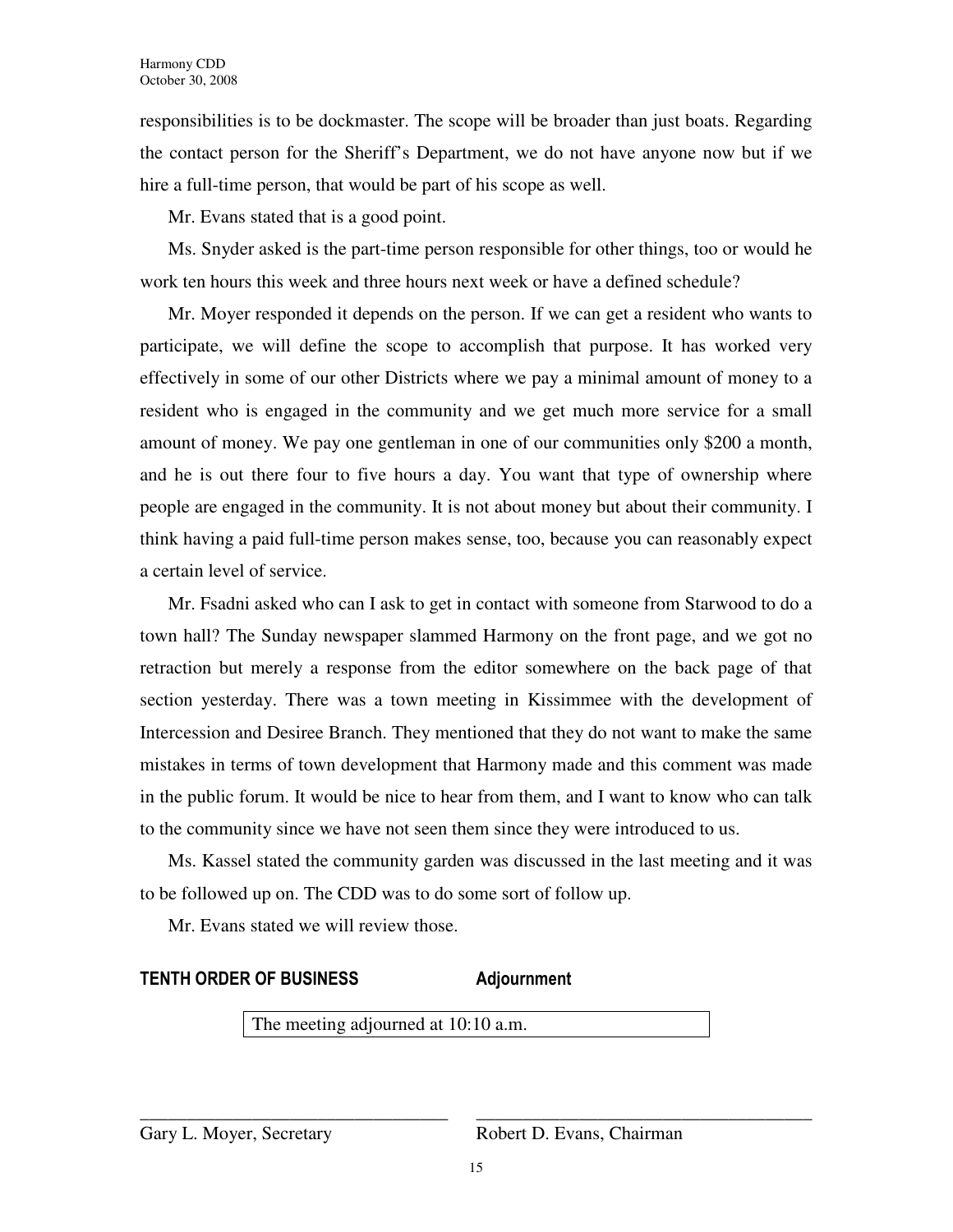responsibilities is to be dockmaster. The scope will be broader than just boats. Regarding the contact person for the Sheriff's Department, we do not have anyone now but if we hire a full-time person, that would be part of his scope as well.

Mr. Evans stated that is a good point.

Ms. Snyder asked is the part-time person responsible for other things, too or would he work ten hours this week and three hours next week or have a defined schedule?

Mr. Moyer responded it depends on the person. If we can get a resident who wants to participate, we will define the scope to accomplish that purpose. It has worked very effectively in some of our other Districts where we pay a minimal amount of money to a resident who is engaged in the community and we get much more service for a small amount of money. We pay one gentleman in one of our communities only $200 a month, and he is out there four to five hours a day. You want that type of ownership where people are engaged in the community. It is not about money but about their community. I think having a paid full-time person makes sense, too, because you can reasonably expect a certain level of service.

Mr. Fsadni asked who can I ask to get in contact with someone from Starwood to do a town hall? The Sunday newspaper slammed Harmony on the front page, and we got no retraction but merely a response from the editor somewhere on the back page of that section yesterday. There was a town meeting in Kissimmee with the development of Intercession and Desiree Branch. They mentioned that they do not want to make the same mistakes in terms of town development that Harmony made and this comment was made in the public forum. It would be nice to hear from them, and I want to know who can talk to the community since we have not seen them since they were introduced to us.

Ms. Kassel stated the community garden was discussed in the last meeting and it was to be followed up on. The CDD was to do some sort of follow up.

Mr. Evans stated we will review those.

**TENTH ORDER OF BUSINESS** **Adjournment**

The meeting adjourned at 10:10 a.m.

___________________________________ ___________________________________

Gary L. Moyer, Secretary Robert D. Evans, Chairman